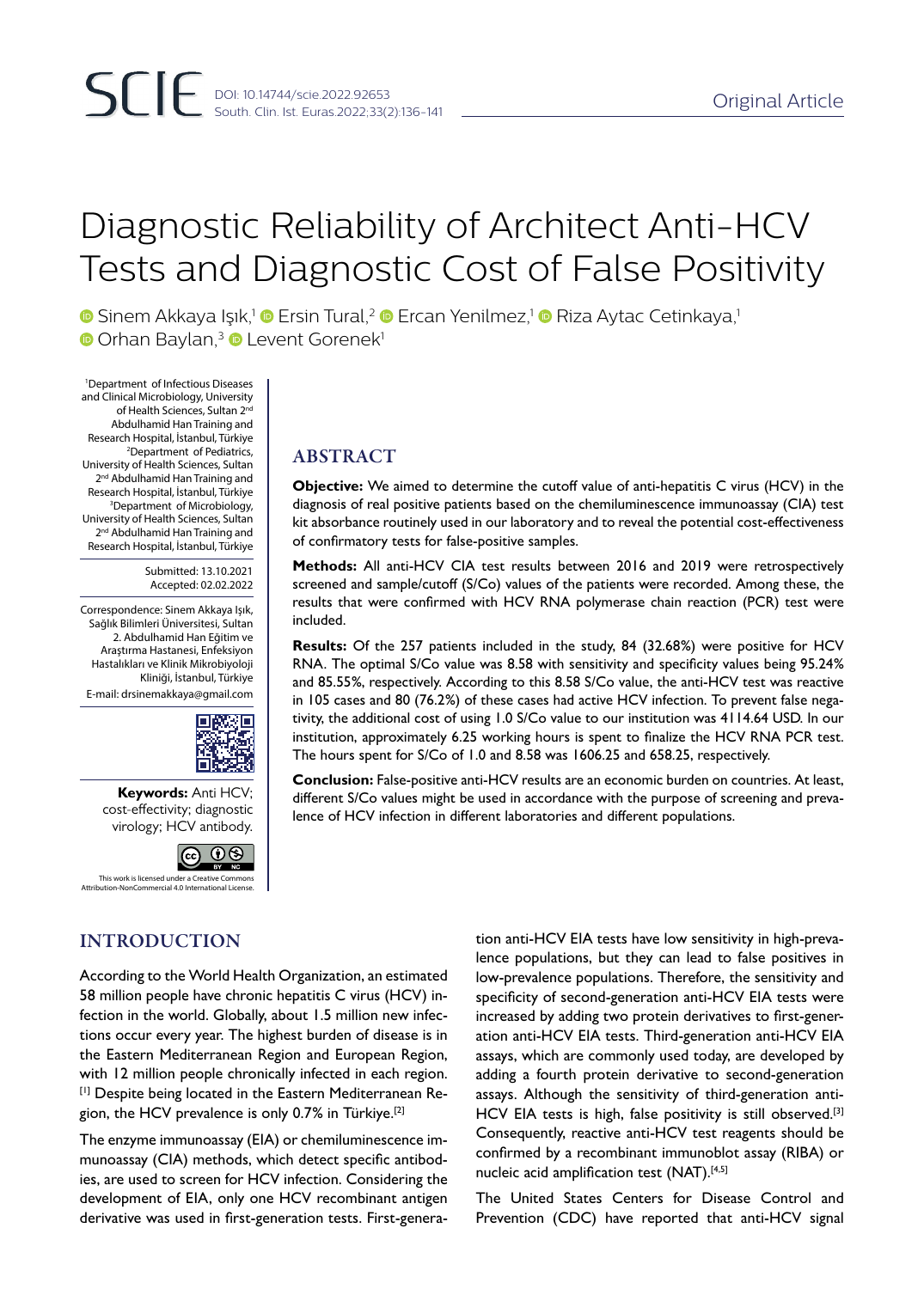# Diagnostic Reliability of Architect Anti-HCV Tests and Diagnostic Cost of False Positivity

Sinem Akkaya Işık,[1] Ersin Tural,[2] Ercan Yenilmez,[1] Riza Aytac Cetinkaya,[1] Orhan Baylan,[3] Levent Gorenek[1]

[1]Department of Infectious Diseases and Clinical Microbiology, University of Health Sciences, Sultan 2nd Abdulhamid Han Training and Research Hospital, İstanbul, Türkiye
[2]Department of Pediatrics, University of Health Sciences, Sultan 2nd Abdulhamid Han Training and Research Hospital, İstanbul, Türkiye
[3]Department of Microbiology, University of Health Sciences, Sultan 2nd Abdulhamid Han Training and Research Hospital, İstanbul, Türkiye

Submitted: 13.10.2021
Accepted: 02.02.2022

Correspondence: Sinem Akkaya Işık, Sağlık Bilimleri Üniversitesi, Sultan 2. Abdulhamid Han Eğitim ve Araştırma Hastanesi, Enfeksiyon Hastalıkları ve Klinik Mikrobiyoloji Kliniği, İstanbul, Türkiye
E-mail: drsinemakkaya@gmail.com

**Keywords:** Anti HCV; cost-effectivity; diagnostic virology; HCV antibody.

This work is licensed under a Creative Commons Attribution-NonCommercial 4.0 International License.

## ABSTRACT

**Objective:** We aimed to determine the cutoff value of anti-hepatitis C virus (HCV) in the diagnosis of real positive patients based on the chemiluminescence immunoassay (CIA) test kit absorbance routinely used in our laboratory and to reveal the potential cost-effectiveness of confirmatory tests for false-positive samples.

**Methods:** All anti-HCV CIA test results between 2016 and 2019 were retrospectively screened and sample/cutoff (S/Co) values of the patients were recorded. Among these, the results that were confirmed with HCV RNA polymerase chain reaction (PCR) test were included.

**Results:** Of the 257 patients included in the study, 84 (32.68%) were positive for HCV RNA. The optimal S/Co value was 8.58 with sensitivity and specificity values being 95.24% and 85.55%, respectively. According to this 8.58 S/Co value, the anti-HCV test was reactive in 105 cases and 80 (76.2%) of these cases had active HCV infection. To prevent false negativity, the additional cost of using 1.0 S/Co value to our institution was 4114.64 USD. In our institution, approximately 6.25 working hours is spent to finalize the HCV RNA PCR test. The hours spent for S/Co of 1.0 and 8.58 was 1606.25 and 658.25, respectively.

**Conclusion:** False-positive anti-HCV results are an economic burden on countries. At least, different S/Co values might be used in accordance with the purpose of screening and prevalence of HCV infection in different laboratories and different populations.

## INTRODUCTION

According to the World Health Organization, an estimated 58 million people have chronic hepatitis C virus (HCV) infection in the world. Globally, about 1.5 million new infections occur every year. The highest burden of disease is in the Eastern Mediterranean Region and European Region, with 12 million people chronically infected in each region.[1] Despite being located in the Eastern Mediterranean Region, the HCV prevalence is only 0.7% in Türkiye.[2]

The enzyme immunoassay (EIA) or chemiluminescence immunoassay (CIA) methods, which detect specific antibodies, are used to screen for HCV infection. Considering the development of EIA, only one HCV recombinant antigen derivative was used in first-generation tests. First-generation anti-HCV EIA tests have low sensitivity in high-prevalence populations, but they can lead to false positives in low-prevalence populations. Therefore, the sensitivity and specificity of second-generation anti-HCV EIA tests were increased by adding two protein derivatives to first-generation anti-HCV EIA tests. Third-generation anti-HCV EIA assays, which are commonly used today, are developed by adding a fourth protein derivative to second-generation assays. Although the sensitivity of third-generation anti-HCV EIA tests is high, false positivity is still observed.[3] Consequently, reactive anti-HCV test reagents should be confirmed by a recombinant immunoblot assay (RIBA) or nucleic acid amplification test (NAT).[4,5]

The United States Centers for Disease Control and Prevention (CDC) have reported that anti-HCV signal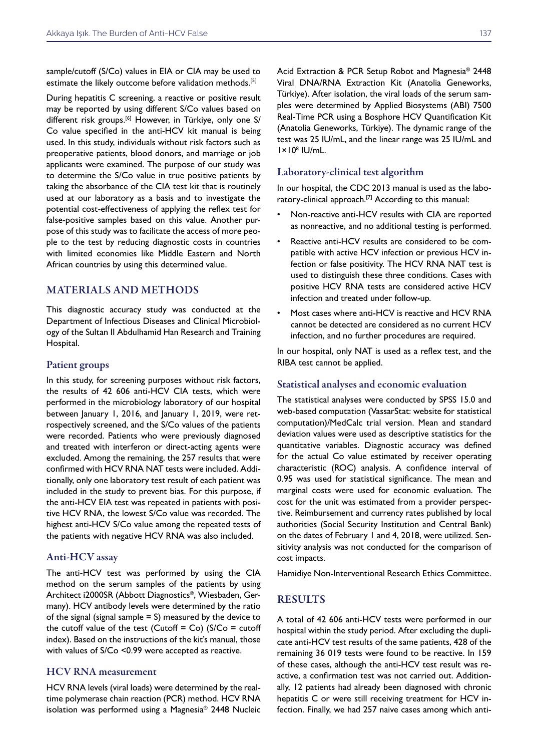sample/cutoff (S/Co) values in EIA or CIA may be used to estimate the likely outcome before validation methods.[5]

During hepatitis C screening, a reactive or positive result may be reported by using different S/Co values based on different risk groups.[6] However, in Türkiye, only one S/Co value specified in the anti-HCV kit manual is being used. In this study, individuals without risk factors such as preoperative patients, blood donors, and marriage or job applicants were examined. The purpose of our study was to determine the S/Co value in true positive patients by taking the absorbance of the CIA test kit that is routinely used at our laboratory as a basis and to investigate the potential cost-effectiveness of applying the reflex test for false-positive samples based on this value. Another purpose of this study was to facilitate the access of more people to the test by reducing diagnostic costs in countries with limited economies like Middle Eastern and North African countries by using this determined value.

## MATERIALS AND METHODS

This diagnostic accuracy study was conducted at the Department of Infectious Diseases and Clinical Microbiology of the Sultan II Abdulhamid Han Research and Training Hospital.

### Patient groups

In this study, for screening purposes without risk factors, the results of 42 606 anti-HCV CIA tests, which were performed in the microbiology laboratory of our hospital between January 1, 2016, and January 1, 2019, were retrospectively screened, and the S/Co values of the patients were recorded. Patients who were previously diagnosed and treated with interferon or direct-acting agents were excluded. Among the remaining, the 257 results that were confirmed with HCV RNA NAT tests were included. Additionally, only one laboratory test result of each patient was included in the study to prevent bias. For this purpose, if the anti-HCV EIA test was repeated in patients with positive HCV RNA, the lowest S/Co value was recorded. The highest anti-HCV S/Co value among the repeated tests of the patients with negative HCV RNA was also included.

### Anti-HCV assay

The anti-HCV test was performed by using the CIA method on the serum samples of the patients by using Architect i2000SR (Abbott Diagnostics®, Wiesbaden, Germany). HCV antibody levels were determined by the ratio of the signal (signal sample = S) measured by the device to the cutoff value of the test (Cutoff = Co) (S/Co = cutoff index). Based on the instructions of the kit's manual, those with values of S/Co <0.99 were accepted as reactive.

### HCV RNA measurement

HCV RNA levels (viral loads) were determined by the real-time polymerase chain reaction (PCR) method. HCV RNA isolation was performed using a Magnesia® 2448 Nucleic Acid Extraction & PCR Setup Robot and Magnesia® 2448 Viral DNA/RNA Extraction Kit (Anatolia Geneworks, Türkiye). After isolation, the viral loads of the serum samples were determined by Applied Biosystems (ABI) 7500 Real-Time PCR using a Bosphore HCV Quantification Kit (Anatolia Geneworks, Türkiye). The dynamic range of the test was 25 IU/mL, and the linear range was 25 IU/mL and $1\times10^8$ IU/mL.

### Laboratory-clinical test algorithm

In our hospital, the CDC 2013 manual is used as the laboratory-clinical approach.[7] According to this manual:

- Non-reactive anti-HCV results with CIA are reported as nonreactive, and no additional testing is performed.
- Reactive anti-HCV results are considered to be compatible with active HCV infection or previous HCV infection or false positivity. The HCV RNA NAT test is used to distinguish these three conditions. Cases with positive HCV RNA tests are considered active HCV infection and treated under follow-up.
- Most cases where anti-HCV is reactive and HCV RNA cannot be detected are considered as no current HCV infection, and no further procedures are required.

In our hospital, only NAT is used as a reflex test, and the RIBA test cannot be applied.

### Statistical analyses and economic evaluation

The statistical analyses were conducted by SPSS 15.0 and web-based computation (VassarStat: website for statistical computation)/MedCalc trial version. Mean and standard deviation values were used as descriptive statistics for the quantitative variables. Diagnostic accuracy was defined for the actual Co value estimated by receiver operating characteristic (ROC) analysis. A confidence interval of 0.95 was used for statistical significance. The mean and marginal costs were used for economic evaluation. The cost for the unit was estimated from a provider perspective. Reimbursement and currency rates published by local authorities (Social Security Institution and Central Bank) on the dates of February 1 and 4, 2018, were utilized. Sensitivity analysis was not conducted for the comparison of cost impacts.

Hamidiye Non-Interventional Research Ethics Committee.

## RESULTS

A total of 42 606 anti-HCV tests were performed in our hospital within the study period. After excluding the duplicate anti-HCV test results of the same patients, 428 of the remaining 36 019 tests were found to be reactive. In 159 of these cases, although the anti-HCV test result was reactive, a confirmation test was not carried out. Additionally, 12 patients had already been diagnosed with chronic hepatitis C or were still receiving treatment for HCV infection. Finally, we had 257 naive cases among which anti-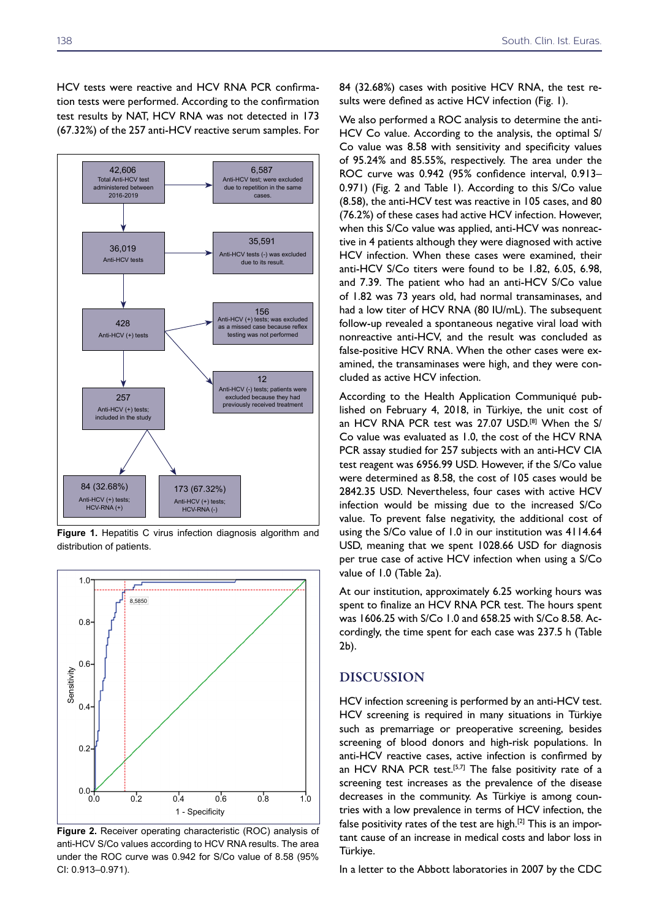HCV tests were reactive and HCV RNA PCR confirmation tests were performed. According to the confirmation test results by NAT, HCV RNA was not detected in 173 (67.32%) of the 257 anti-HCV reactive serum samples. For 84 (32.68%) cases with positive HCV RNA, the test results were defined as active HCV infection (Fig. 1).

**Figure 1.** Hepatitis C virus infection diagnosis algorithm and distribution of patients.

**Figure 2.** Receiver operating characteristic (ROC) analysis of anti-HCV S/Co values according to HCV RNA results. The area under the ROC curve was 0.942 for S/Co value of 8.58 (95% CI: 0.913–0.971).

We also performed a ROC analysis to determine the anti-HCV Co value. According to the analysis, the optimal S/Co value was 8.58 with sensitivity and specificity values of 95.24% and 85.55%, respectively. The area under the ROC curve was 0.942 (95% confidence interval, 0.913–0.971) (Fig. 2 and Table 1). According to this S/Co value (8.58), the anti-HCV test was reactive in 105 cases, and 80 (76.2%) of these cases had active HCV infection. However, when this S/Co value was applied, anti-HCV was nonreactive in 4 patients although they were diagnosed with active HCV infection. When these cases were examined, their anti-HCV S/Co titers were found to be 1.82, 6.05, 6.98, and 7.39. The patient who had an anti-HCV S/Co value of 1.82 was 73 years old, had normal transaminases, and had a low titer of HCV RNA (80 IU/mL). The subsequent follow-up revealed a spontaneous negative viral load with nonreactive anti-HCV, and the result was concluded as false-positive HCV RNA. When the other cases were examined, the transaminases were high, and they were concluded as active HCV infection.

According to the Health Application Communiqué published on February 4, 2018, in Türkiye, the unit cost of an HCV RNA PCR test was 27.07 USD.[8] When the S/Co value was evaluated as 1.0, the cost of the HCV RNA PCR assay studied for 257 subjects with an anti-HCV CIA test reagent was 6956.99 USD. However, if the S/Co value were determined as 8.58, the cost of 105 cases would be 2842.35 USD. Nevertheless, four cases with active HCV infection would be missing due to the increased S/Co value. To prevent false negativity, the additional cost of using the S/Co value of 1.0 in our institution was 4114.64 USD, meaning that we spent 1028.66 USD for diagnosis per true case of active HCV infection when using a S/Co value of 1.0 (Table 2a).

At our institution, approximately 6.25 working hours was spent to finalize an HCV RNA PCR test. The hours spent was 1606.25 with S/Co 1.0 and 658.25 with S/Co 8.58. Accordingly, the time spent for each case was 237.5 h (Table 2b).

## DISCUSSION

HCV infection screening is performed by an anti-HCV test. HCV screening is required in many situations in Türkiye such as premarriage or preoperative screening, besides screening of blood donors and high-risk populations. In anti-HCV reactive cases, active infection is confirmed by an HCV RNA PCR test.[5,7] The false positivity rate of a screening test increases as the prevalence of the disease decreases in the community. As Türkiye is among countries with a low prevalence in terms of HCV infection, the false positivity rates of the test are high.[2] This is an important cause of an increase in medical costs and labor loss in Türkiye.

In a letter to the Abbott laboratories in 2007 by the CDC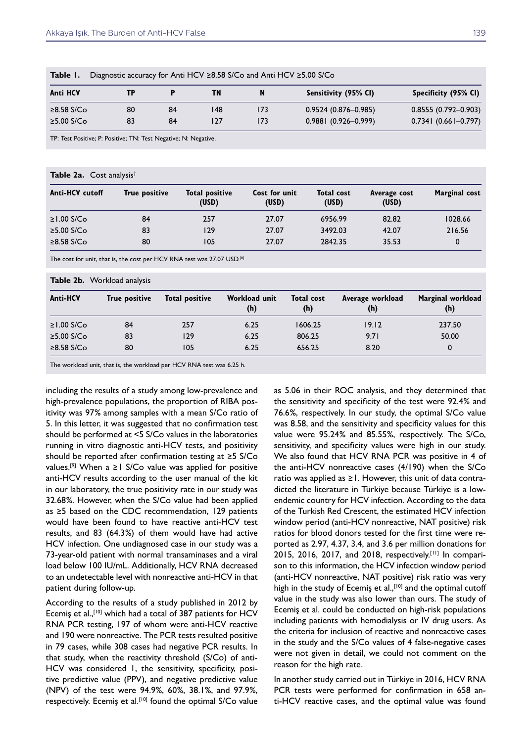**Table 1.** Diagnostic accuracy for Anti HCV ≥8.58 S/Co and Anti HCV ≥5.00 S/Co

| Anti HCV | TP | P | TN | N | Sensitivity (95% CI) | Specificity (95% CI) |
|---|---|---|---|---|---|---|
| ≥8.58 S/Co | 80 | 84 | 148 | 173 | 0.9524 (0.876–0.985) | 0.8555 (0.792–0.903) |
| ≥5.00 S/Co | 83 | 84 | 127 | 173 | 0.9881 (0.926–0.999) | 0.7341 (0.661–0.797) |

TP: Test Positive; P: Positive; TN: Test Negative; N: Negative.

**Table 2a.** Cost analysis†

| Anti-HCV cutoff | True positive | Total positive (USD) | Cost for unit (USD) | Total cost (USD) | Average cost (USD) | Marginal cost |
|---|---|---|---|---|---|---|
| ≥1.00 S/Co | 84 | 257 | 27.07 | 6956.99 | 82.82 | 1028.66 |
| ≥5.00 S/Co | 83 | 129 | 27.07 | 3492.03 | 42.07 | 216.56 |
| ≥8.58 S/Co | 80 | 105 | 27.07 | 2842.35 | 35.53 | 0 |

The cost for unit, that is, the cost per HCV RNA test was 27.07 USD.[8]

**Table 2b.** Workload analysis

| Anti-HCV | True positive | Total positive | Workload unit (h) | Total cost (h) | Average workload (h) | Marginal workload (h) |
|---|---|---|---|---|---|---|
| ≥1.00 S/Co | 84 | 257 | 6.25 | 1606.25 | 19.12 | 237.50 |
| ≥5.00 S/Co | 83 | 129 | 6.25 | 806.25 | 9.71 | 50.00 |
| ≥8.58 S/Co | 80 | 105 | 6.25 | 656.25 | 8.20 | 0 |

The workload unit, that is, the workload per HCV RNA test was 6.25 h.

including the results of a study among low-prevalence and high-prevalence populations, the proportion of RIBA positivity was 97% among samples with a mean S/Co ratio of 5. In this letter, it was suggested that no confirmation test should be performed at <5 S/Co values in the laboratories running in vitro diagnostic anti-HCV tests, and positivity should be reported after confirmation testing at ≥5 S/Co values.[9] When a ≥1 S/Co value was applied for positive anti-HCV results according to the user manual of the kit in our laboratory, the true positivity rate in our study was 32.68%. However, when the S/Co value had been applied as ≥5 based on the CDC recommendation, 129 patients would have been found to have reactive anti-HCV test results, and 83 (64.3%) of them would have had active HCV infection. One undiagnosed case in our study was a 73-year-old patient with normal transaminases and a viral load below 100 IU/mL. Additionally, HCV RNA decreased to an undetectable level with nonreactive anti-HCV in that patient during follow-up.

According to the results of a study published in 2012 by Ecemiş et al.,[10] which had a total of 387 patients for HCV RNA PCR testing, 197 of whom were anti-HCV reactive and 190 were nonreactive. The PCR tests resulted positive in 79 cases, while 308 cases had negative PCR results. In that study, when the reactivity threshold (S/Co) of anti-HCV was considered 1, the sensitivity, specificity, positive predictive value (PPV), and negative predictive value (NPV) of the test were 94.9%, 60%, 38.1%, and 97.9%, respectively. Ecemiş et al.[10] found the optimal S/Co value as 5.06 in their ROC analysis, and they determined that the sensitivity and specificity of the test were 92.4% and 76.6%, respectively. In our study, the optimal S/Co value was 8.58, and the sensitivity and specificity values for this value were 95.24% and 85.55%, respectively. The S/Co, sensitivity, and specificity values were high in our study. We also found that HCV RNA PCR was positive in 4 of the anti-HCV nonreactive cases (4/190) when the S/Co ratio was applied as ≥1. However, this unit of data contradicted the literature in Türkiye because Türkiye is a low-endemic country for HCV infection. According to the data of the Turkish Red Crescent, the estimated HCV infection window period (anti-HCV nonreactive, NAT positive) risk ratios for blood donors tested for the first time were reported as 2.97, 4.37, 3.4, and 3.6 per million donations for 2015, 2016, 2017, and 2018, respectively.[11] In comparison to this information, the HCV infection window period (anti-HCV nonreactive, NAT positive) risk ratio was very high in the study of Ecemiş et al.,[10] and the optimal cutoff value in the study was also lower than ours. The study of Ecemiş et al. could be conducted on high-risk populations including patients with hemodialysis or IV drug users. As the criteria for inclusion of reactive and nonreactive cases in the study and the S/Co values of 4 false-negative cases were not given in detail, we could not comment on the reason for the high rate.

In another study carried out in Türkiye in 2016, HCV RNA PCR tests were performed for confirmation in 658 anti-HCV reactive cases, and the optimal value was found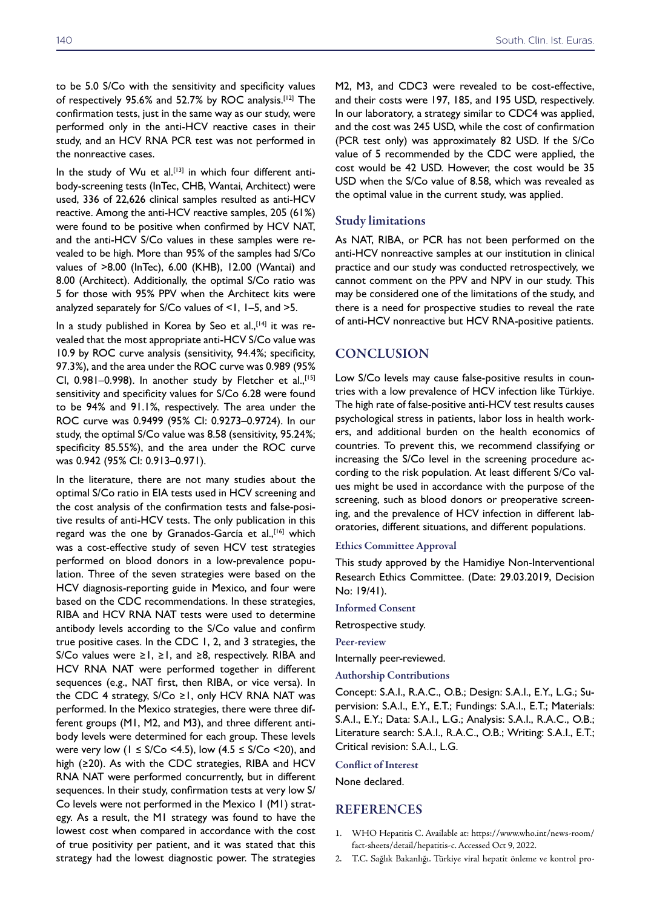to be 5.0 S/Co with the sensitivity and specificity values of respectively 95.6% and 52.7% by ROC analysis.[12] The confirmation tests, just in the same way as our study, were performed only in the anti-HCV reactive cases in their study, and an HCV RNA PCR test was not performed in the nonreactive cases.

In the study of Wu et al.[13] in which four different antibody-screening tests (InTec, CHB, Wantai, Architect) were used, 336 of 22,626 clinical samples resulted as anti-HCV reactive. Among the anti-HCV reactive samples, 205 (61%) were found to be positive when confirmed by HCV NAT, and the anti-HCV S/Co values in these samples were revealed to be high. More than 95% of the samples had S/Co values of >8.00 (InTec), 6.00 (KHB), 12.00 (Wantai) and 8.00 (Architect). Additionally, the optimal S/Co ratio was 5 for those with 95% PPV when the Architect kits were analyzed separately for S/Co values of <1, 1–5, and >5.

In a study published in Korea by Seo et al.,[14] it was revealed that the most appropriate anti-HCV S/Co value was 10.9 by ROC curve analysis (sensitivity, 94.4%; specificity, 97.3%), and the area under the ROC curve was 0.989 (95% CI, 0.981–0.998). In another study by Fletcher et al.,[15] sensitivity and specificity values for S/Co 6.28 were found to be 94% and 91.1%, respectively. The area under the ROC curve was 0.9499 (95% CI: 0.9273–0.9724). In our study, the optimal S/Co value was 8.58 (sensitivity, 95.24%; specificity 85.55%), and the area under the ROC curve was 0.942 (95% CI: 0.913–0.971).

In the literature, there are not many studies about the optimal S/Co ratio in EIA tests used in HCV screening and the cost analysis of the confirmation tests and false-positive results of anti-HCV tests. The only publication in this regard was the one by Granados-García et al.,[16] which was a cost-effective study of seven HCV test strategies performed on blood donors in a low-prevalence population. Three of the seven strategies were based on the HCV diagnosis-reporting guide in Mexico, and four were based on the CDC recommendations. In these strategies, RIBA and HCV RNA NAT tests were used to determine antibody levels according to the S/Co value and confirm true positive cases. In the CDC 1, 2, and 3 strategies, the S/Co values were ≥1, ≥1, and ≥8, respectively. RIBA and HCV RNA NAT were performed together in different sequences (e.g., NAT first, then RIBA, or vice versa). In the CDC 4 strategy, S/Co ≥1, only HCV RNA NAT was performed. In the Mexico strategies, there were three different groups (M1, M2, and M3), and three different antibody levels were determined for each group. These levels were very low (1 ≤ S/Co <4.5), low (4.5 ≤ S/Co <20), and high (≥20). As with the CDC strategies, RIBA and HCV RNA NAT were performed concurrently, but in different sequences. In their study, confirmation tests at very low S/Co levels were not performed in the Mexico 1 (M1) strategy. As a result, the M1 strategy was found to have the lowest cost when compared in accordance with the cost of true positivity per patient, and it was stated that this strategy had the lowest diagnostic power. The strategies M2, M3, and CDC3 were revealed to be cost-effective, and their costs were 197, 185, and 195 USD, respectively. In our laboratory, a strategy similar to CDC4 was applied, and the cost was 245 USD, while the cost of confirmation (PCR test only) was approximately 82 USD. If the S/Co value of 5 recommended by the CDC were applied, the cost would be 42 USD. However, the cost would be 35 USD when the S/Co value of 8.58, which was revealed as the optimal value in the current study, was applied.

## Study limitations

As NAT, RIBA, or PCR has not been performed on the anti-HCV nonreactive samples at our institution in clinical practice and our study was conducted retrospectively, we cannot comment on the PPV and NPV in our study. This may be considered one of the limitations of the study, and there is a need for prospective studies to reveal the rate of anti-HCV nonreactive but HCV RNA-positive patients.

# CONCLUSION

Low S/Co levels may cause false-positive results in countries with a low prevalence of HCV infection like Türkiye. The high rate of false-positive anti-HCV test results causes psychological stress in patients, labor loss in health workers, and additional burden on the health economics of countries. To prevent this, we recommend classifying or increasing the S/Co level in the screening procedure according to the risk population. At least different S/Co values might be used in accordance with the purpose of the screening, such as blood donors or preoperative screening, and the prevalence of HCV infection in different laboratories, different situations, and different populations.

### Ethics Committee Approval

This study approved by the Hamidiye Non-Interventional Research Ethics Committee. (Date: 29.03.2019, Decision No: 19/41).

### Informed Consent

Retrospective study.

### Peer-review

Internally peer-reviewed.

### Authorship Contributions

Concept: S.A.I., R.A.C., O.B.; Design: S.A.I., E.Y., L.G.; Supervision: S.A.I., E.Y., E.T.; Fundings: S.A.I., E.T.; Materials: S.A.I., E.Y.; Data: S.A.I., L.G.; Analysis: S.A.I., R.A.C., O.B.; Literature search: S.A.I., R.A.C., O.B.; Writing: S.A.I., E.T.; Critical revision: S.A.I., L.G.

### Conflict of Interest

None declared.

# REFERENCES

1. WHO Hepatitis C. Available at: https://www.who.int/news-room/fact-sheets/detail/hepatitis-c. Accessed Oct 9, 2022.
2. T.C. Sağlık Bakanlığı. Türkiye viral hepatit önleme ve kontrol pro-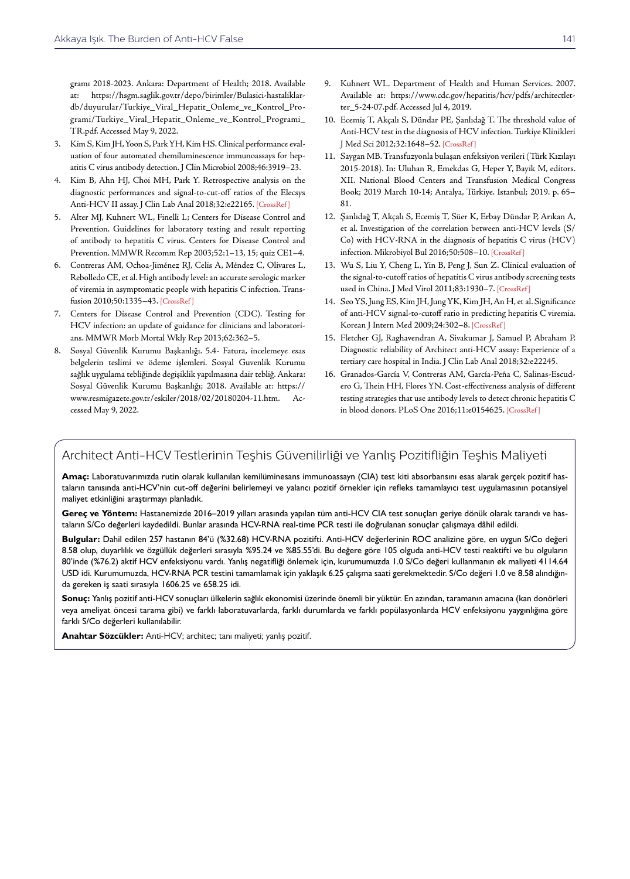gramı 2018-2023. Ankara: Department of Health; 2018. Available at: https://hsgm.saglik.gov.tr/depo/birimler/Bulasici-hastaliklar-db/duyurular/Turkiye_Viral_Hepatit_Onleme_ve_Kontrol_Programi/Turkiye_Viral_Hepatit_Onleme_ve_Kontrol_Programi_TR.pdf. Accessed May 9, 2022.

3. Kim S, Kim JH, Yoon S, Park YH, Kim HS. Clinical performance evaluation of four automated chemiluminescence immunoassays for hepatitis C virus antibody detection. J Clin Microbiol 2008;46:3919–23.
4. Kim B, Ahn HJ, Choi MH, Park Y. Retrospective analysis on the diagnostic performances and signal-to-cut-off ratios of the Elecsys Anti-HCV II assay. J Clin Lab Anal 2018;32:e22165. [CrossRef]
5. Alter MJ, Kuhnert WL, Finelli L; Centers for Disease Control and Prevention. Guidelines for laboratory testing and result reporting of antibody to hepatitis C virus. Centers for Disease Control and Prevention. MMWR Recomm Rep 2003;52:1–13, 15; quiz CE1–4.
6. Contreras AM, Ochoa-Jiménez RJ, Celis A, Méndez C, Olivares L, Rebolledo CE, et al. High antibody level: an accurate serologic marker of viremia in asymptomatic people with hepatitis C infection. Transfusion 2010;50:1335–43. [CrossRef]
7. Centers for Disease Control and Prevention (CDC). Testing for HCV infection: an update of guidance for clinicians and laboratorians. MMWR Morb Mortal Wkly Rep 2013;62:362–5.
8. Sosyal Güvenlik Kurumu Başkanlığı. 5.4- Fatura, incelemeye esas belgelerin teslimi ve ödeme işlemleri. Sosyal Guvenlik Kurumu sağlık uygulama tebliğinde degişiklik yapılmasına dair tebliğ. Ankara: Sosyal Güvenlik Kurumu Başkanlığı; 2018. Available at: https://www.resmigazete.gov.tr/eskiler/2018/02/20180204-11.htm. Accessed May 9, 2022.
9. Kuhnert WL. Department of Health and Human Services. 2007. Available at: https://www.cdc.gov/hepatitis/hcv/pdfs/architectletter_5-24-07.pdf. Accessed Jul 4, 2019.
10. Ecemiş T, Akçalı S, Dündar PE, Şanlıdağ T. The threshold value of Anti-HCV test in the diagnosis of HCV infection. Turkiye Klinikleri J Med Sci 2012;32:1648–52. [CrossRef]
11. Saygan MB. Transfuzyonla bulaşan enfeksiyon verileri (Türk Kızılayı 2015-2018). In: Uluhan R, Emekdas G, Heper Y, Bayik M, editors. XII. National Blood Centers and Transfusion Medical Congress Book; 2019 March 10-14; Antalya, Türkiye. Istanbul; 2019. p. 65–81.
12. Şanlıdağ T, Akçalı S, Ecemiş T, Süer K, Erbay Dündar P, Arıkan A, et al. Investigation of the correlation between anti-HCV levels (S/Co) with HCV-RNA in the diagnosis of hepatitis C virus (HCV) infection. Mikrobiyol Bul 2016;50:508–10. [CrossRef]
13. Wu S, Liu Y, Cheng L, Yin B, Peng J, Sun Z. Clinical evaluation of the signal-to-cutoff ratios of hepatitis C virus antibody screening tests used in China. J Med Virol 2011;83:1930–7. [CrossRef]
14. Seo YS, Jung ES, Kim JH, Jung YK, Kim JH, An H, et al. Significance of anti-HCV signal-to-cutoff ratio in predicting hepatitis C viremia. Korean J Intern Med 2009;24:302–8. [CrossRef]
15. Fletcher GJ, Raghavendran A, Sivakumar J, Samuel P, Abraham P. Diagnostic reliability of Architect anti-HCV assay: Experience of a tertiary care hospital in India. J Clin Lab Anal 2018;32:e22245.
16. Granados-García V, Contreras AM, García-Peña C, Salinas-Escudero G, Thein HH, Flores YN. Cost-effectiveness analysis of different testing strategies that use antibody levels to detect chronic hepatitis C in blood donors. PLoS One 2016;11:e0154625. [CrossRef]

## Architect Anti-HCV Testlerinin Teşhis Güvenilirliği ve Yanlış Pozitifliğin Teşhis Maliyeti

**Amaç:** Laboratuvarımızda rutin olarak kullanılan kemilüminesans immunoassayn (CIA) test kiti absorbansını esas alarak gerçek pozitif hastaların tanısında anti-HCV'nin cut-off değerini belirlemeyi ve yalancı pozitif örnekler için refleks tamamlayıcı test uygulamasının potansiyel maliyet etkinliğini araştırmayı planladık.

**Gereç ve Yöntem:** Hastanemizde 2016–2019 yılları arasında yapılan tüm anti-HCV CIA test sonuçları geriye dönük olarak tarandı ve hastaların S/Co değerleri kaydedildi. Bunlar arasında HCV-RNA real-time PCR testi ile doğrulanan sonuçlar çalışmaya dâhil edildi.

**Bulgular:** Dahil edilen 257 hastanın 84'ü (%32.68) HCV-RNA pozitifti. Anti-HCV değerlerinin ROC analizine göre, en uygun S/Co değeri 8.58 olup, duyarlılık ve özgüllük değerleri sırasıyla %95.24 ve %85.55'di. Bu değere göre 105 olguda anti-HCV testi reaktifti ve bu olguların 80'inde (%76.2) aktif HCV enfeksiyonu vardı. Yanlış negatifliği önlemek için, kurumumuzda 1.0 S/Co değeri kullanmanın ek maliyeti 4114.64 USD idi. Kurumumuzda, HCV-RNA PCR testini tamamlamak için yaklaşık 6.25 çalışma saati gerekmektedir. S/Co değeri 1.0 ve 8.58 alındığında gereken iş saati sırasıyla 1606.25 ve 658.25 idi.

**Sonuç:** Yanlış pozitif anti-HCV sonuçları ülkelerin sağlık ekonomisi üzerinde önemli bir yüktür. En azından, taramanın amacına (kan donörleri veya ameliyat öncesi tarama gibi) ve farklı laboratuvarlarda, farklı durumlarda ve farklı popülasyonlarda HCV enfeksiyonu yaygınlığına göre farklı S/Co değerleri kullanılabilir.

**Anahtar Sözcükler:** Anti-HCV; architec; tanı maliyeti; yanlış pozitif.